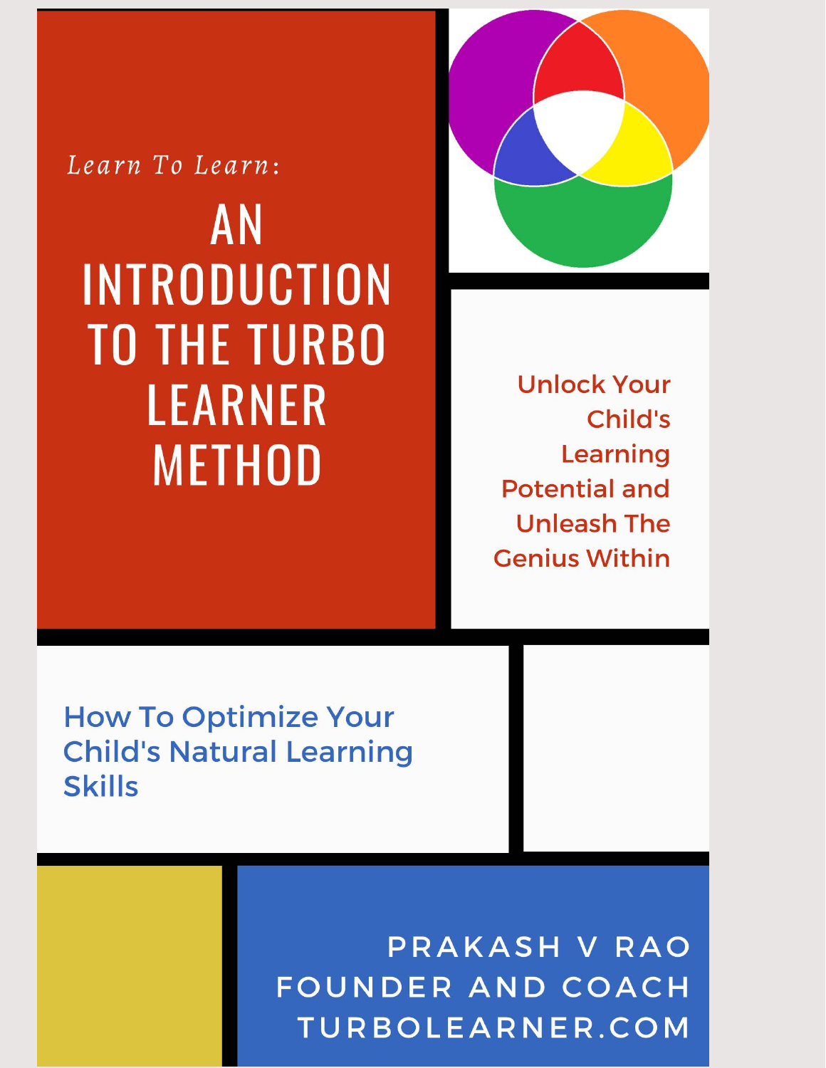*Learn To Learn:*

# AN INTRODUCTION TO THE TURBO LEARNER METHOD

Unlock Your Child's Learning Potential and Unleash The Genius Within

How To Optimize Your Child's Natural Learning Skills

PRAKASH V RAO
FOUNDER AND COACH
TURBOLEARNER.COM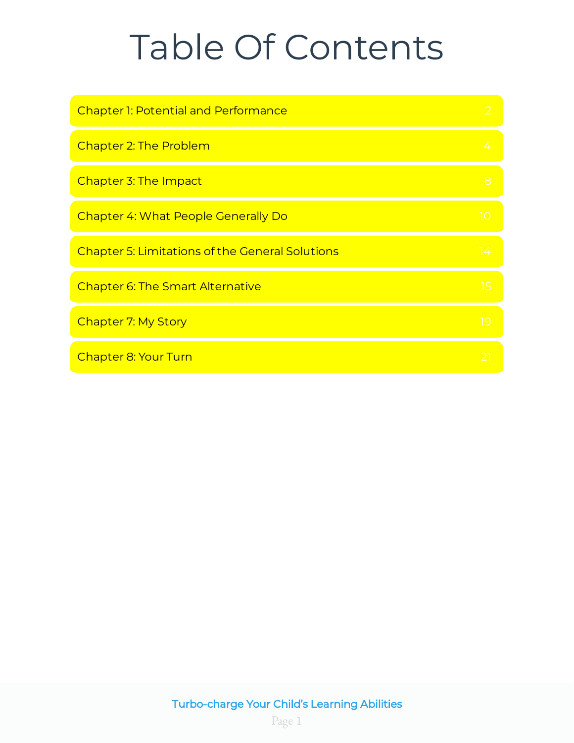# Table Of Contents

| Chapter | Page |
|---|---|
| Chapter 1: Potential and Performance | 2 |
| Chapter 2: The Problem | 4 |
| Chapter 3: The Impact | 8 |
| Chapter 4: What People Generally Do | 10 |
| Chapter 5: Limitations of the General Solutions | 14 |
| Chapter 6: The Smart Alternative | 15 |
| Chapter 7: My Story | 19 |
| Chapter 8: Your Turn | 21 |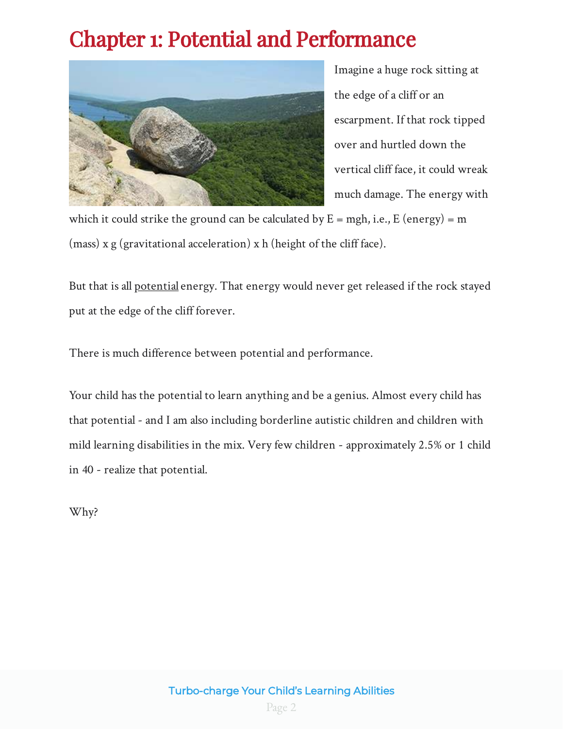# Chapter 1: Potential and Performance

Imagine a huge rock sitting at the edge of a cliff or an escarpment. If that rock tipped over and hurtled down the vertical cliff face, it could wreak much damage. The energy with which it could strike the ground can be calculated by $E = mgh$, i.e., E (energy) = m (mass) x g (gravitational acceleration) x h (height of the cliff face).

But that is all potential energy. That energy would never get released if the rock stayed put at the edge of the cliff forever.

There is much difference between potential and performance.

Your child has the potential to learn anything and be a genius. Almost every child has that potential - and I am also including borderline autistic children and children with mild learning disabilities in the mix. Very few children - approximately 2.5% or 1 child in 40 - realize that potential.

Why?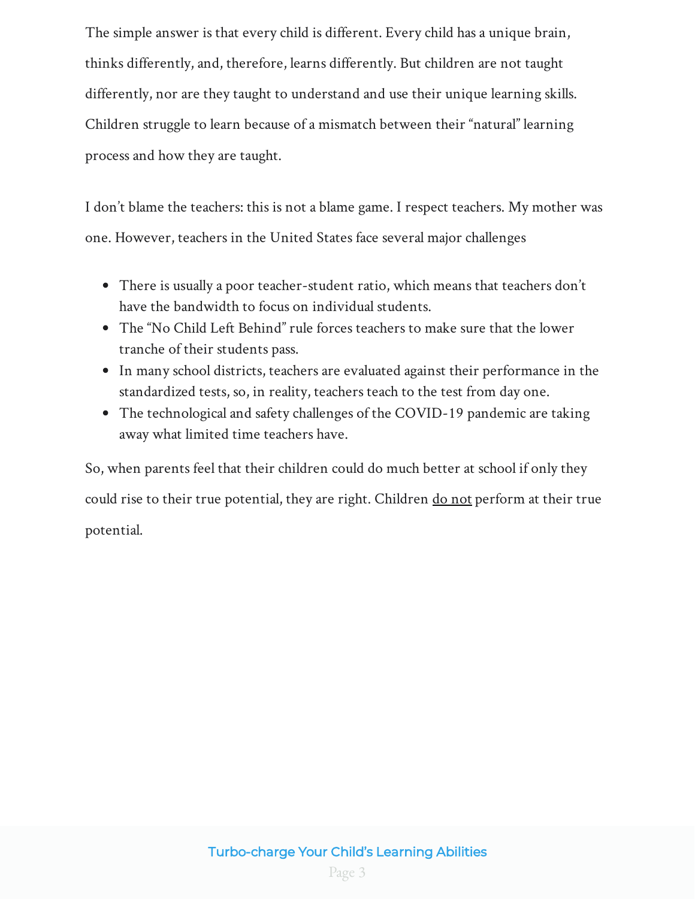The simple answer is that every child is different. Every child has a unique brain, thinks differently, and, therefore, learns differently. But children are not taught differently, nor are they taught to understand and use their unique learning skills. Children struggle to learn because of a mismatch between their "natural" learning process and how they are taught.

I don't blame the teachers: this is not a blame game. I respect teachers. My mother was one. However, teachers in the United States face several major challenges

- There is usually a poor teacher-student ratio, which means that teachers don't have the bandwidth to focus on individual students.
- The "No Child Left Behind" rule forces teachers to make sure that the lower tranche of their students pass.
- In many school districts, teachers are evaluated against their performance in the standardized tests, so, in reality, teachers teach to the test from day one.
- The technological and safety challenges of the COVID-19 pandemic are taking away what limited time teachers have.

So, when parents feel that their children could do much better at school if only they could rise to their true potential, they are right. Children <u>do not</u> perform at their true potential.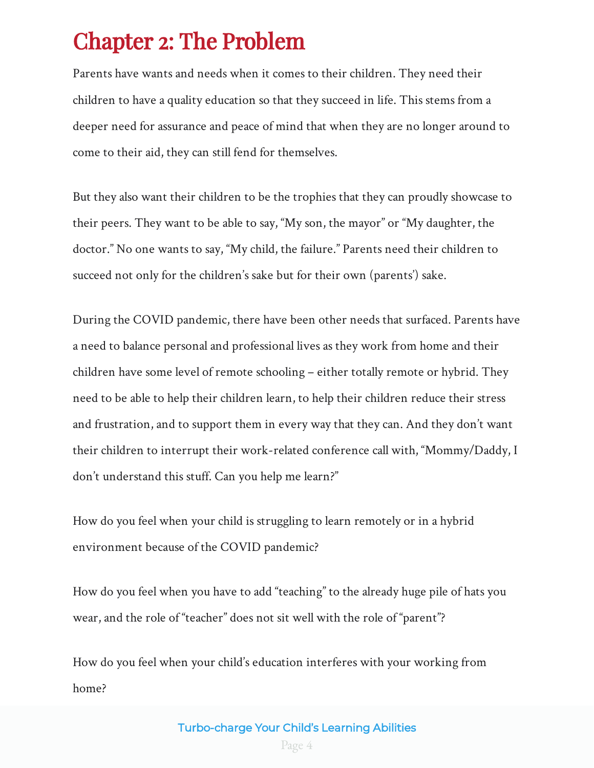# Chapter 2: The Problem

Parents have wants and needs when it comes to their children. They need their children to have a quality education so that they succeed in life. This stems from a deeper need for assurance and peace of mind that when they are no longer around to come to their aid, they can still fend for themselves.

But they also want their children to be the trophies that they can proudly showcase to their peers. They want to be able to say, "My son, the mayor" or "My daughter, the doctor." No one wants to say, "My child, the failure." Parents need their children to succeed not only for the children's sake but for their own (parents') sake.

During the COVID pandemic, there have been other needs that surfaced. Parents have a need to balance personal and professional lives as they work from home and their children have some level of remote schooling – either totally remote or hybrid. They need to be able to help their children learn, to help their children reduce their stress and frustration, and to support them in every way that they can. And they don't want their children to interrupt their work-related conference call with, "Mommy/Daddy, I don't understand this stuff. Can you help me learn?"

How do you feel when your child is struggling to learn remotely or in a hybrid environment because of the COVID pandemic?

How do you feel when you have to add "teaching" to the already huge pile of hats you wear, and the role of "teacher" does not sit well with the role of "parent"?

How do you feel when your child's education interferes with your working from home?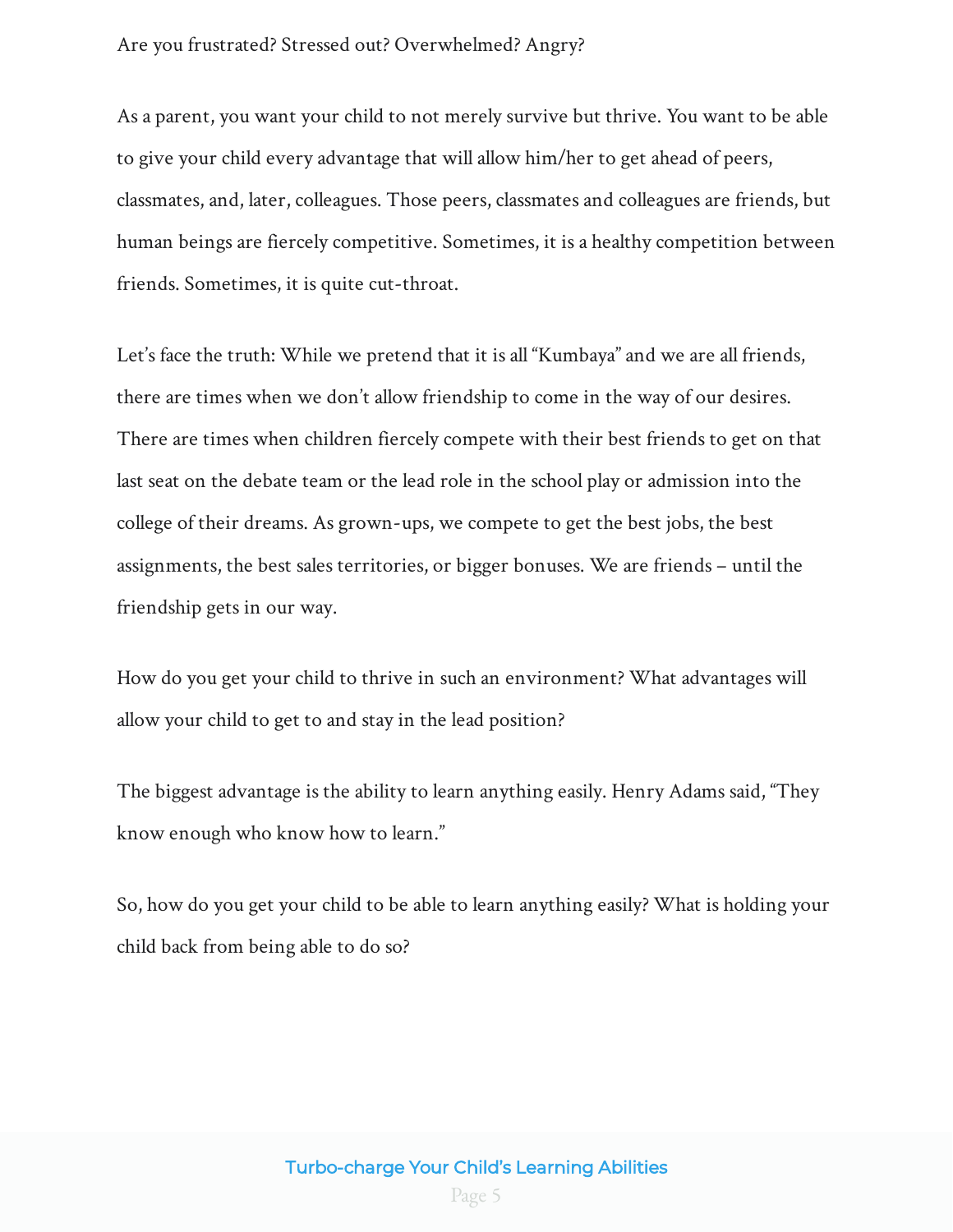Are you frustrated? Stressed out? Overwhelmed? Angry?

As a parent, you want your child to not merely survive but thrive. You want to be able to give your child every advantage that will allow him/her to get ahead of peers, classmates, and, later, colleagues. Those peers, classmates and colleagues are friends, but human beings are fiercely competitive. Sometimes, it is a healthy competition between friends. Sometimes, it is quite cut-throat.

Let's face the truth: While we pretend that it is all "Kumbaya" and we are all friends, there are times when we don't allow friendship to come in the way of our desires. There are times when children fiercely compete with their best friends to get on that last seat on the debate team or the lead role in the school play or admission into the college of their dreams. As grown-ups, we compete to get the best jobs, the best assignments, the best sales territories, or bigger bonuses. We are friends – until the friendship gets in our way.

How do you get your child to thrive in such an environment? What advantages will allow your child to get to and stay in the lead position?

The biggest advantage is the ability to learn anything easily. Henry Adams said, "They know enough who know how to learn."

So, how do you get your child to be able to learn anything easily? What is holding your child back from being able to do so?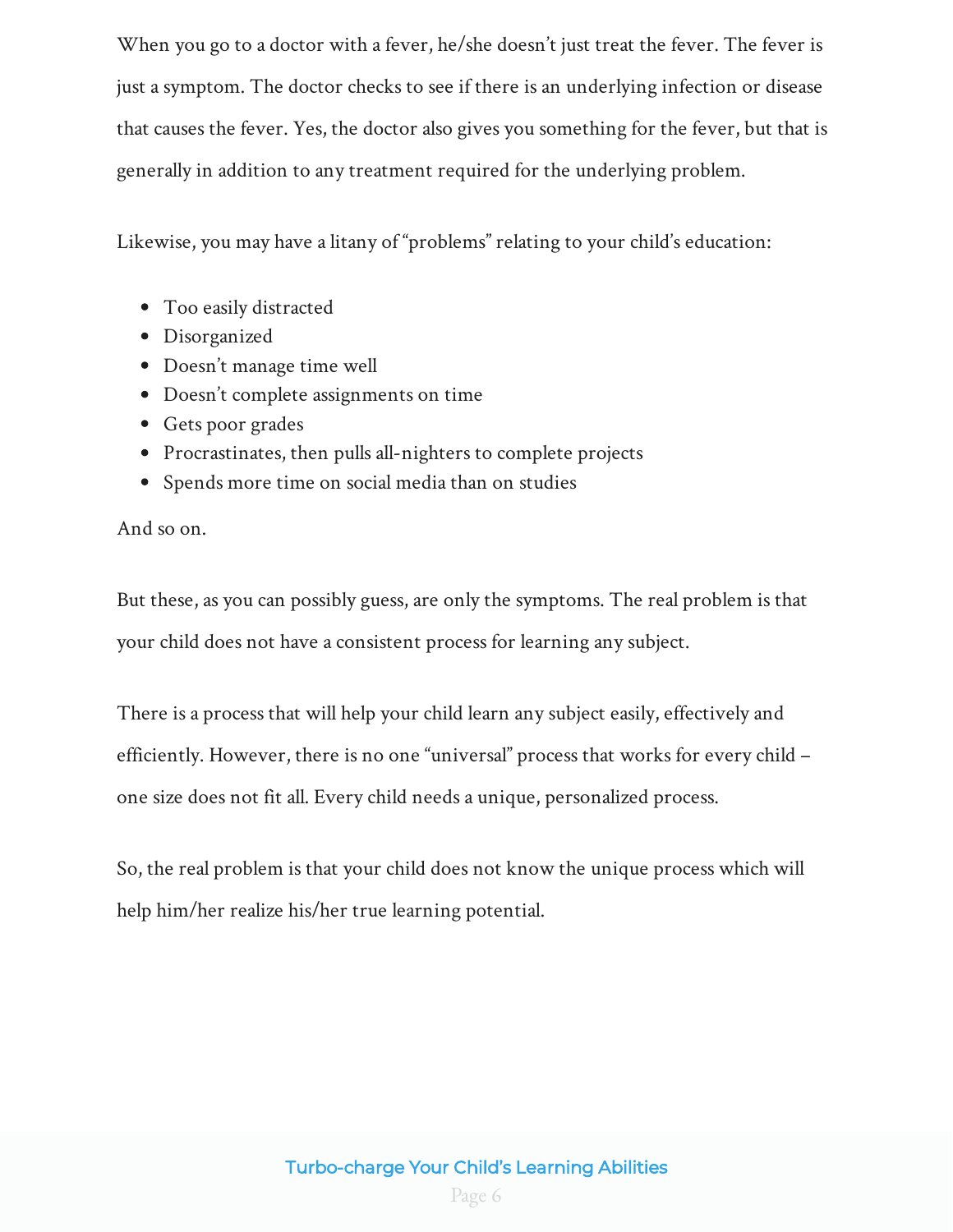When you go to a doctor with a fever, he/she doesn't just treat the fever. The fever is just a symptom. The doctor checks to see if there is an underlying infection or disease that causes the fever. Yes, the doctor also gives you something for the fever, but that is generally in addition to any treatment required for the underlying problem.

Likewise, you may have a litany of "problems" relating to your child's education:

- Too easily distracted
- Disorganized
- Doesn't manage time well
- Doesn't complete assignments on time
- Gets poor grades
- Procrastinates, then pulls all-nighters to complete projects
- Spends more time on social media than on studies

And so on.

But these, as you can possibly guess, are only the symptoms. The real problem is that your child does not have a consistent process for learning any subject.

There is a process that will help your child learn any subject easily, effectively and efficiently. However, there is no one "universal" process that works for every child – one size does not fit all. Every child needs a unique, personalized process.

So, the real problem is that your child does not know the unique process which will help him/her realize his/her true learning potential.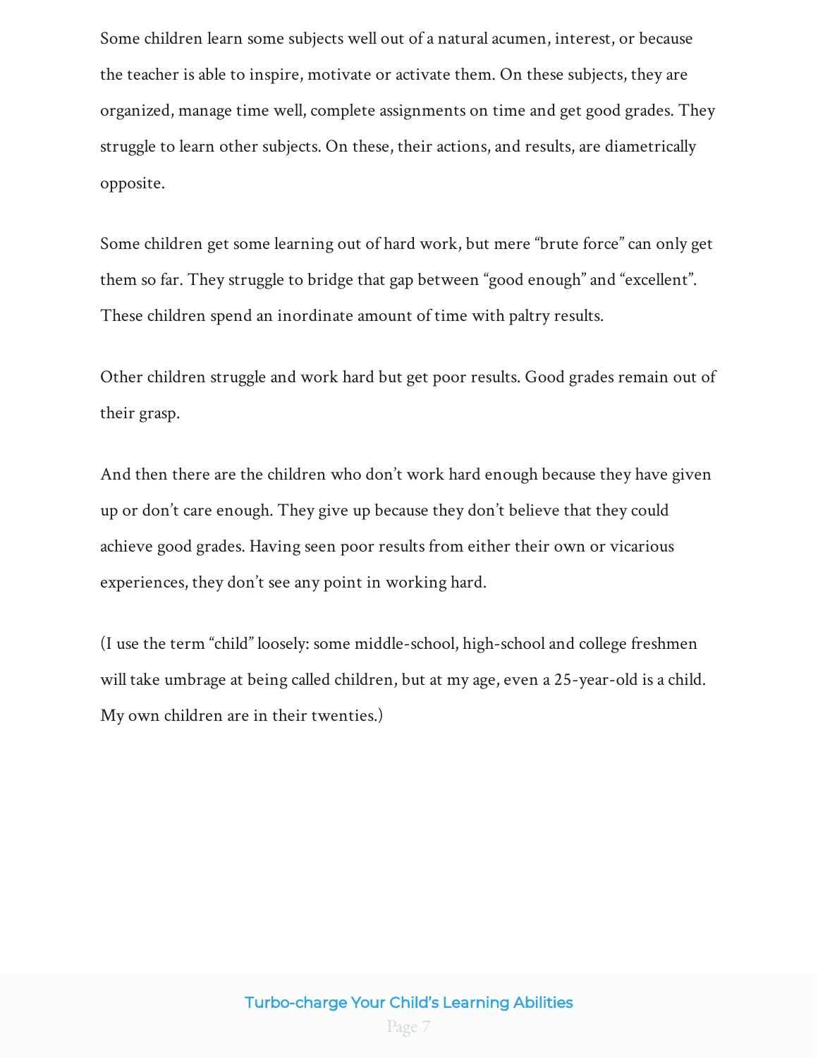Some children learn some subjects well out of a natural acumen, interest, or because the teacher is able to inspire, motivate or activate them. On these subjects, they are organized, manage time well, complete assignments on time and get good grades. They struggle to learn other subjects. On these, their actions, and results, are diametrically opposite.

Some children get some learning out of hard work, but mere “brute force” can only get them so far. They struggle to bridge that gap between “good enough” and “excellent”. These children spend an inordinate amount of time with paltry results.

Other children struggle and work hard but get poor results. Good grades remain out of their grasp.

And then there are the children who don’t work hard enough because they have given up or don’t care enough. They give up because they don’t believe that they could achieve good grades. Having seen poor results from either their own or vicarious experiences, they don’t see any point in working hard.

(I use the term “child” loosely: some middle-school, high-school and college freshmen will take umbrage at being called children, but at my age, even a 25-year-old is a child. My own children are in their twenties.)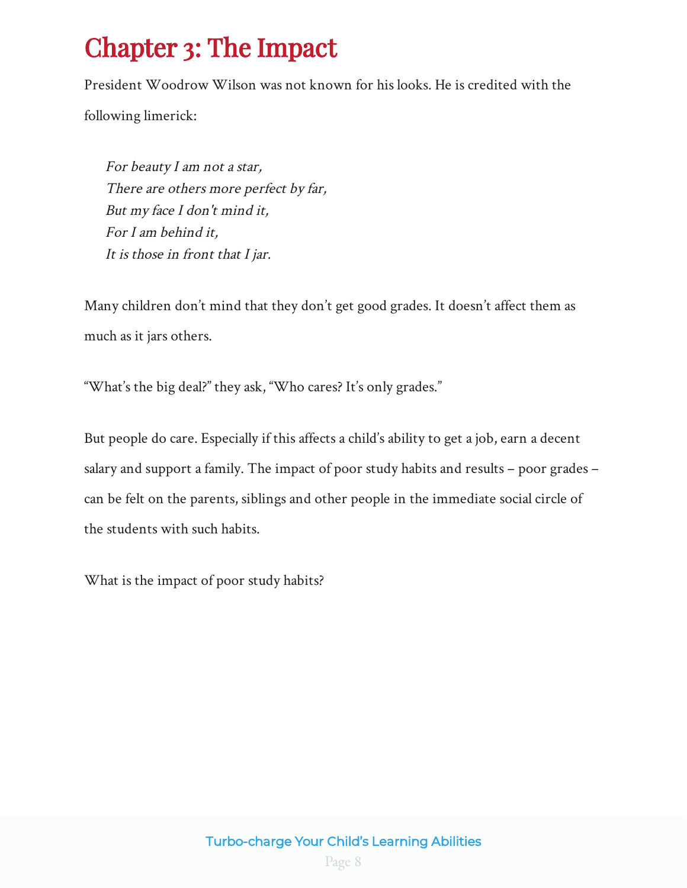# Chapter 3: The Impact

President Woodrow Wilson was not known for his looks. He is credited with the following limerick:

> *For beauty I am not a star,*
> *There are others more perfect by far,*
> *But my face I don't mind it,*
> *For I am behind it,*
> *It is those in front that I jar.*

Many children don't mind that they don't get good grades. It doesn't affect them as much as it jars others.

"What's the big deal?" they ask, "Who cares? It's only grades."

But people do care. Especially if this affects a child's ability to get a job, earn a decent salary and support a family. The impact of poor study habits and results – poor grades – can be felt on the parents, siblings and other people in the immediate social circle of the students with such habits.

What is the impact of poor study habits?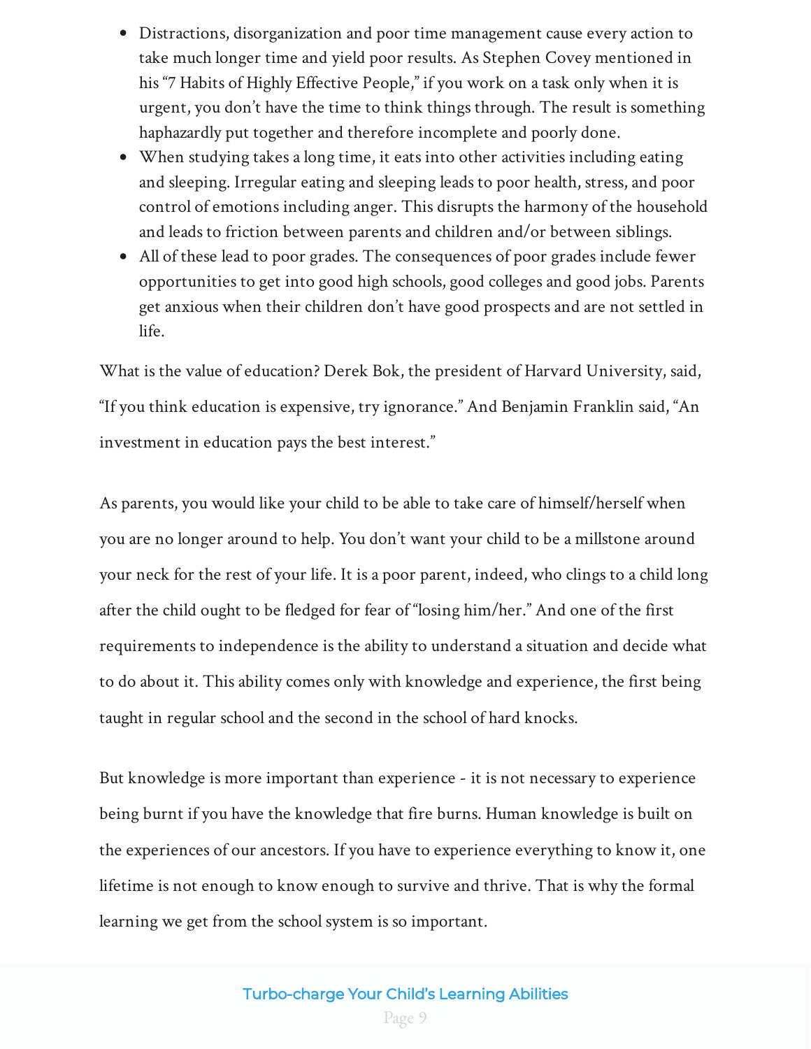- Distractions, disorganization and poor time management cause every action to take much longer time and yield poor results. As Stephen Covey mentioned in his "7 Habits of Highly Effective People," if you work on a task only when it is urgent, you don't have the time to think things through. The result is something haphazardly put together and therefore incomplete and poorly done.
- When studying takes a long time, it eats into other activities including eating and sleeping. Irregular eating and sleeping leads to poor health, stress, and poor control of emotions including anger. This disrupts the harmony of the household and leads to friction between parents and children and/or between siblings.
- All of these lead to poor grades. The consequences of poor grades include fewer opportunities to get into good high schools, good colleges and good jobs. Parents get anxious when their children don't have good prospects and are not settled in life.

What is the value of education? Derek Bok, the president of Harvard University, said, "If you think education is expensive, try ignorance." And Benjamin Franklin said, "An investment in education pays the best interest."

As parents, you would like your child to be able to take care of himself/herself when you are no longer around to help. You don't want your child to be a millstone around your neck for the rest of your life. It is a poor parent, indeed, who clings to a child long after the child ought to be fledged for fear of "losing him/her." And one of the first requirements to independence is the ability to understand a situation and decide what to do about it. This ability comes only with knowledge and experience, the first being taught in regular school and the second in the school of hard knocks.

But knowledge is more important than experience - it is not necessary to experience being burnt if you have the knowledge that fire burns. Human knowledge is built on the experiences of our ancestors. If you have to experience everything to know it, one lifetime is not enough to know enough to survive and thrive. That is why the formal learning we get from the school system is so important.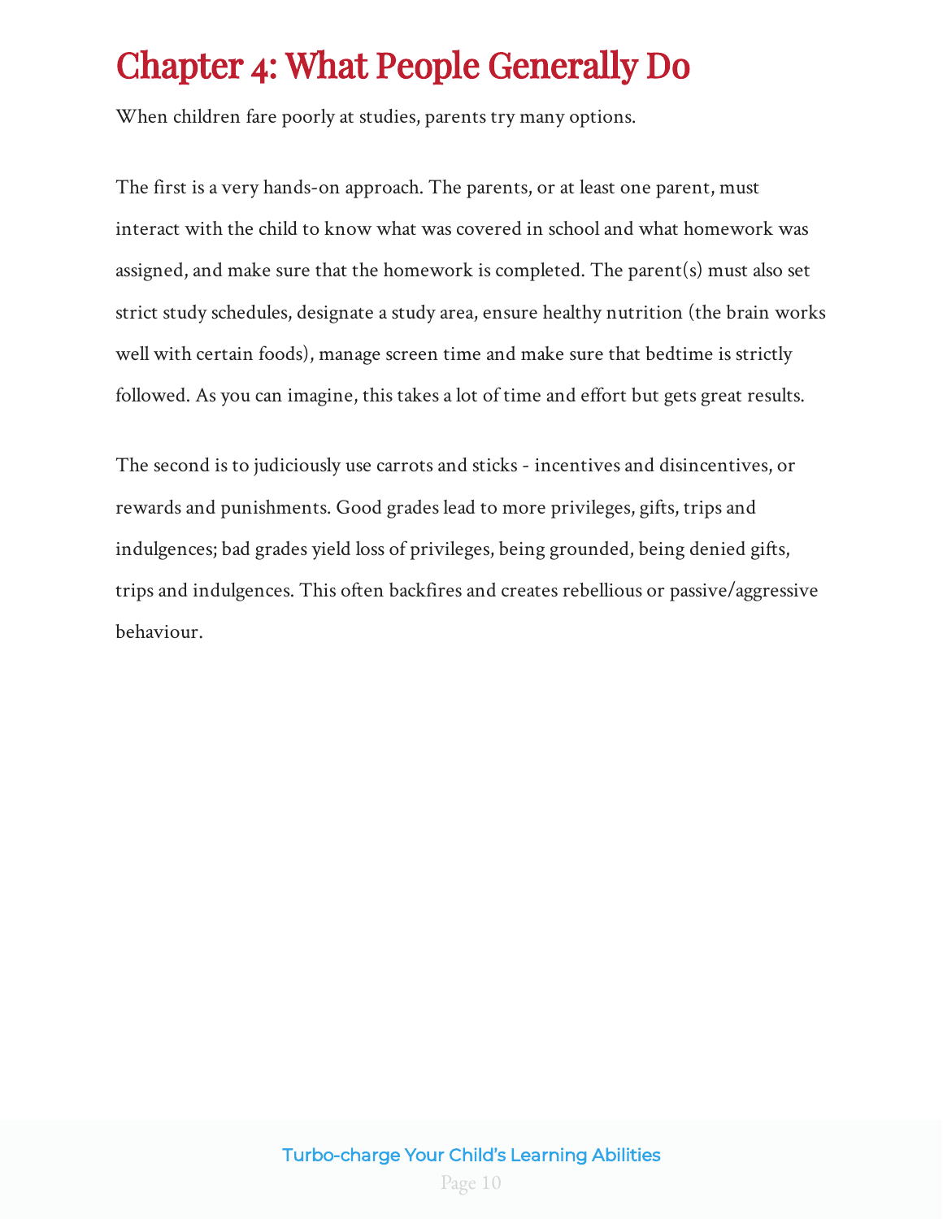# Chapter 4: What People Generally Do

When children fare poorly at studies, parents try many options.

The first is a very hands-on approach. The parents, or at least one parent, must interact with the child to know what was covered in school and what homework was assigned, and make sure that the homework is completed. The parent(s) must also set strict study schedules, designate a study area, ensure healthy nutrition (the brain works well with certain foods), manage screen time and make sure that bedtime is strictly followed. As you can imagine, this takes a lot of time and effort but gets great results.

The second is to judiciously use carrots and sticks - incentives and disincentives, or rewards and punishments. Good grades lead to more privileges, gifts, trips and indulgences; bad grades yield loss of privileges, being grounded, being denied gifts, trips and indulgences. This often backfires and creates rebellious or passive/aggressive behaviour.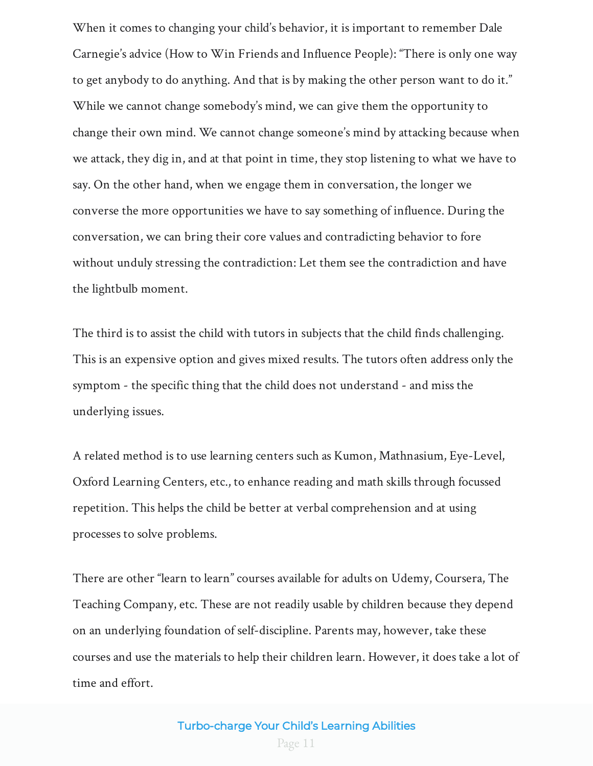When it comes to changing your child's behavior, it is important to remember Dale Carnegie's advice (How to Win Friends and Influence People): "There is only one way to get anybody to do anything. And that is by making the other person want to do it." While we cannot change somebody's mind, we can give them the opportunity to change their own mind. We cannot change someone's mind by attacking because when we attack, they dig in, and at that point in time, they stop listening to what we have to say. On the other hand, when we engage them in conversation, the longer we converse the more opportunities we have to say something of influence. During the conversation, we can bring their core values and contradicting behavior to fore without unduly stressing the contradiction: Let them see the contradiction and have the lightbulb moment.

The third is to assist the child with tutors in subjects that the child finds challenging. This is an expensive option and gives mixed results. The tutors often address only the symptom - the specific thing that the child does not understand - and miss the underlying issues.

A related method is to use learning centers such as Kumon, Mathnasium, Eye-Level, Oxford Learning Centers, etc., to enhance reading and math skills through focussed repetition. This helps the child be better at verbal comprehension and at using processes to solve problems.

There are other "learn to learn" courses available for adults on Udemy, Coursera, The Teaching Company, etc. These are not readily usable by children because they depend on an underlying foundation of self-discipline. Parents may, however, take these courses and use the materials to help their children learn. However, it does take a lot of time and effort.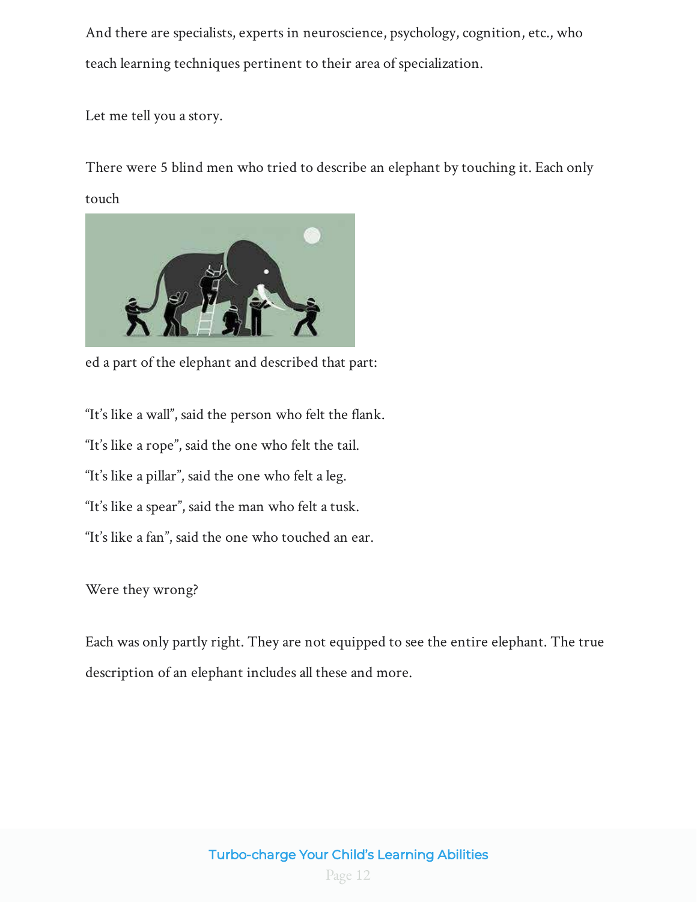And there are specialists, experts in neuroscience, psychology, cognition, etc., who teach learning techniques pertinent to their area of specialization.

Let me tell you a story.

There were 5 blind men who tried to describe an elephant by touching it. Each only touched a part of the elephant and described that part:

"It's like a wall", said the person who felt the flank.
"It's like a rope", said the one who felt the tail.
"It's like a pillar", said the one who felt a leg.
"It's like a spear", said the man who felt a tusk.
"It's like a fan", said the one who touched an ear.

Were they wrong?

Each was only partly right. They are not equipped to see the entire elephant. The true description of an elephant includes all these and more.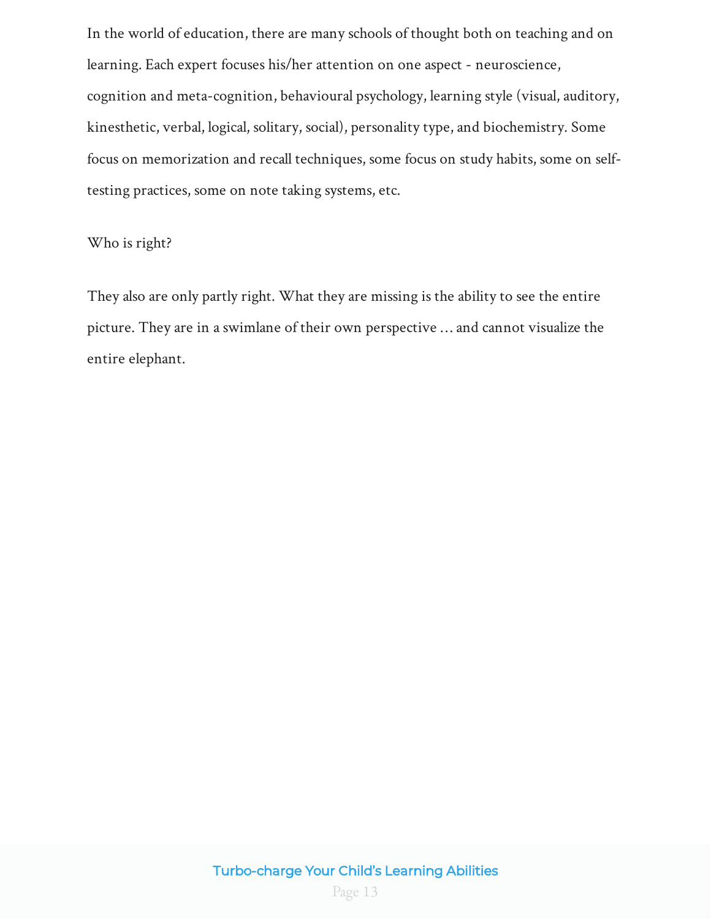In the world of education, there are many schools of thought both on teaching and on learning. Each expert focuses his/her attention on one aspect - neuroscience, cognition and meta-cognition, behavioural psychology, learning style (visual, auditory, kinesthetic, verbal, logical, solitary, social), personality type, and biochemistry. Some focus on memorization and recall techniques, some focus on study habits, some on self-testing practices, some on note taking systems, etc.

Who is right?

They also are only partly right. What they are missing is the ability to see the entire picture. They are in a swimlane of their own perspective … and cannot visualize the entire elephant.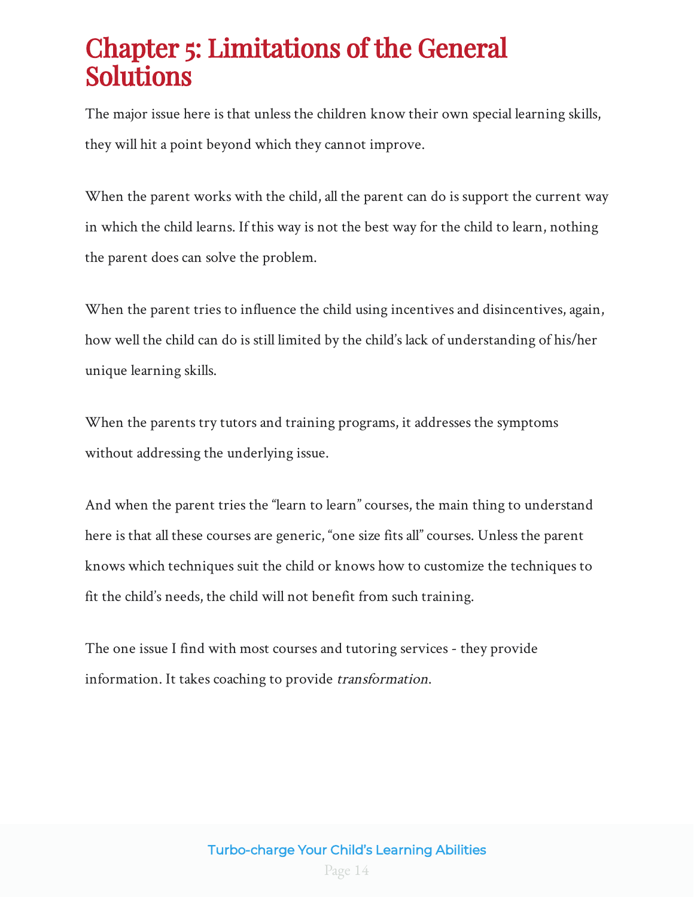# Chapter 5: Limitations of the General Solutions

The major issue here is that unless the children know their own special learning skills, they will hit a point beyond which they cannot improve.

When the parent works with the child, all the parent can do is support the current way in which the child learns. If this way is not the best way for the child to learn, nothing the parent does can solve the problem.

When the parent tries to influence the child using incentives and disincentives, again, how well the child can do is still limited by the child's lack of understanding of his/her unique learning skills.

When the parents try tutors and training programs, it addresses the symptoms without addressing the underlying issue.

And when the parent tries the "learn to learn" courses, the main thing to understand here is that all these courses are generic, "one size fits all" courses. Unless the parent knows which techniques suit the child or knows how to customize the techniques to fit the child's needs, the child will not benefit from such training.

The one issue I find with most courses and tutoring services - they provide information. It takes coaching to provide *transformation*.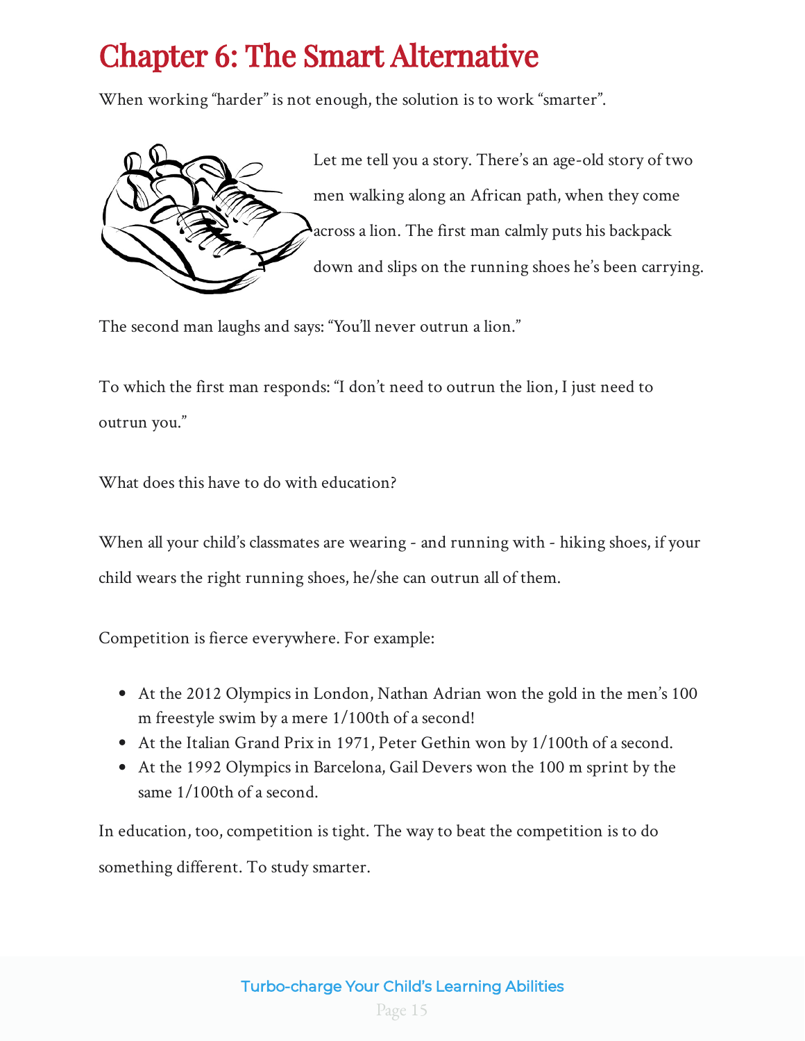# Chapter 6: The Smart Alternative

When working "harder" is not enough, the solution is to work "smarter".

Let me tell you a story. There's an age-old story of two men walking along an African path, when they come across a lion. The first man calmly puts his backpack down and slips on the running shoes he's been carrying.

The second man laughs and says: "You'll never outrun a lion."

To which the first man responds: "I don't need to outrun the lion, I just need to outrun you."

What does this have to do with education?

When all your child's classmates are wearing - and running with - hiking shoes, if your child wears the right running shoes, he/she can outrun all of them.

Competition is fierce everywhere. For example:

- At the 2012 Olympics in London, Nathan Adrian won the gold in the men's 100 m freestyle swim by a mere 1/100th of a second!
- At the Italian Grand Prix in 1971, Peter Gethin won by 1/100th of a second.
- At the 1992 Olympics in Barcelona, Gail Devers won the 100 m sprint by the same 1/100th of a second.

In education, too, competition is tight. The way to beat the competition is to do something different. To study smarter.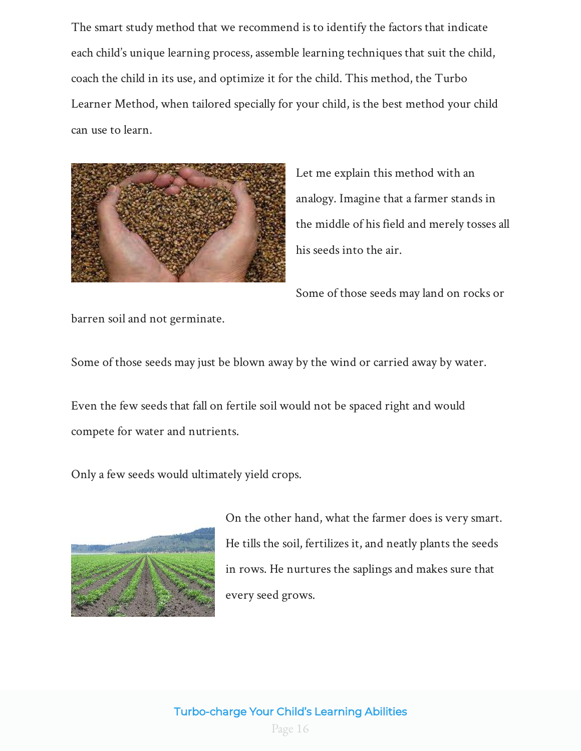The smart study method that we recommend is to identify the factors that indicate each child's unique learning process, assemble learning techniques that suit the child, coach the child in its use, and optimize it for the child. This method, the Turbo Learner Method, when tailored specially for your child, is the best method your child can use to learn.

Let me explain this method with an analogy. Imagine that a farmer stands in the middle of his field and merely tosses all his seeds into the air.

Some of those seeds may land on rocks or barren soil and not germinate.

Some of those seeds may just be blown away by the wind or carried away by water.

Even the few seeds that fall on fertile soil would not be spaced right and would compete for water and nutrients.

Only a few seeds would ultimately yield crops.

On the other hand, what the farmer does is very smart. He tills the soil, fertilizes it, and neatly plants the seeds in rows. He nurtures the saplings and makes sure that every seed grows.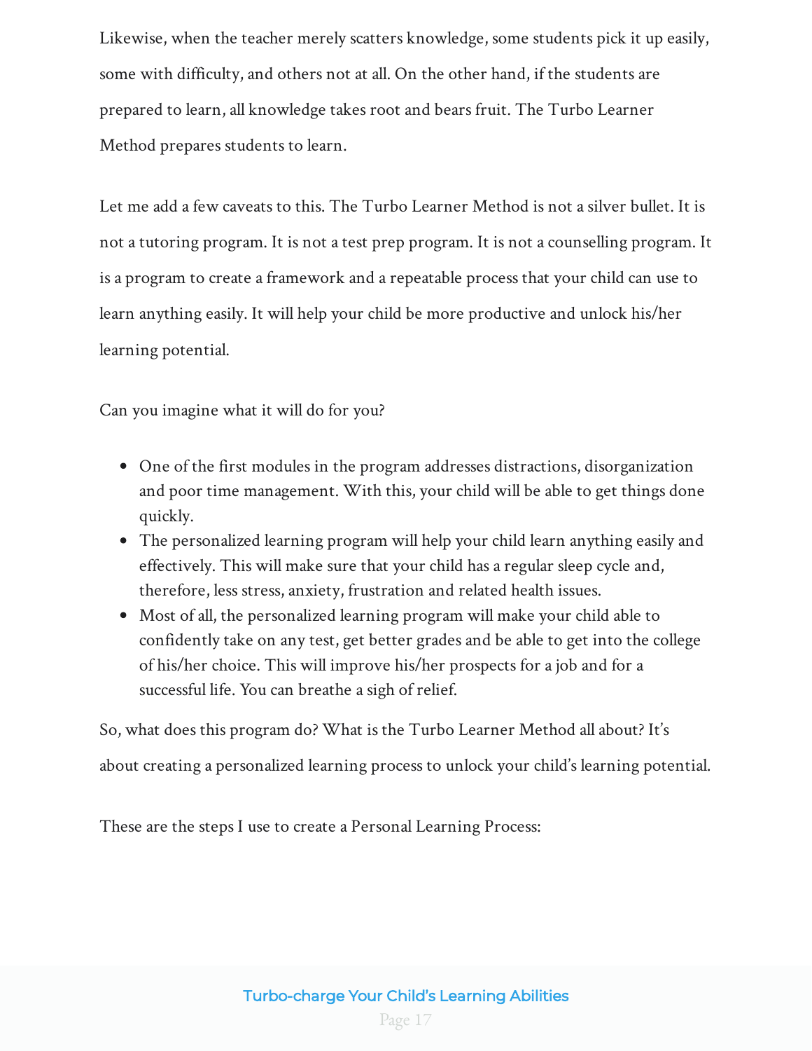Likewise, when the teacher merely scatters knowledge, some students pick it up easily, some with difficulty, and others not at all. On the other hand, if the students are prepared to learn, all knowledge takes root and bears fruit. The Turbo Learner Method prepares students to learn.

Let me add a few caveats to this. The Turbo Learner Method is not a silver bullet. It is not a tutoring program. It is not a test prep program. It is not a counselling program. It is a program to create a framework and a repeatable process that your child can use to learn anything easily. It will help your child be more productive and unlock his/her learning potential.

Can you imagine what it will do for you?

- One of the first modules in the program addresses distractions, disorganization and poor time management. With this, your child will be able to get things done quickly.
- The personalized learning program will help your child learn anything easily and effectively. This will make sure that your child has a regular sleep cycle and, therefore, less stress, anxiety, frustration and related health issues.
- Most of all, the personalized learning program will make your child able to confidently take on any test, get better grades and be able to get into the college of his/her choice. This will improve his/her prospects for a job and for a successful life. You can breathe a sigh of relief.

So, what does this program do? What is the Turbo Learner Method all about? It's about creating a personalized learning process to unlock your child's learning potential.

These are the steps I use to create a Personal Learning Process: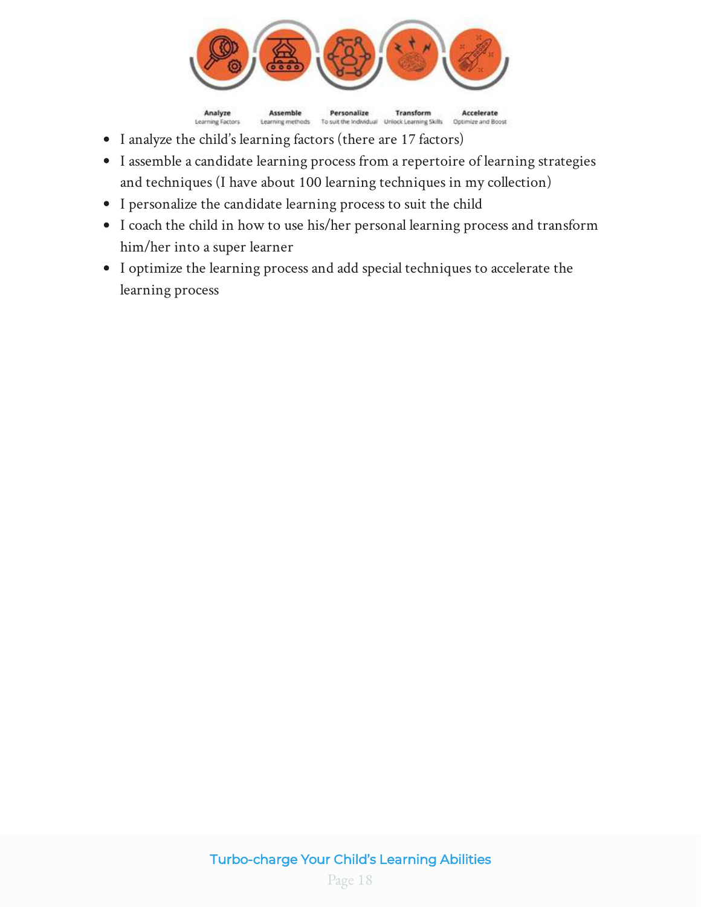- I analyze the child's learning factors (there are 17 factors)
- I assemble a candidate learning process from a repertoire of learning strategies and techniques (I have about 100 learning techniques in my collection)
- I personalize the candidate learning process to suit the child
- I coach the child in how to use his/her personal learning process and transform him/her into a super learner
- I optimize the learning process and add special techniques to accelerate the learning process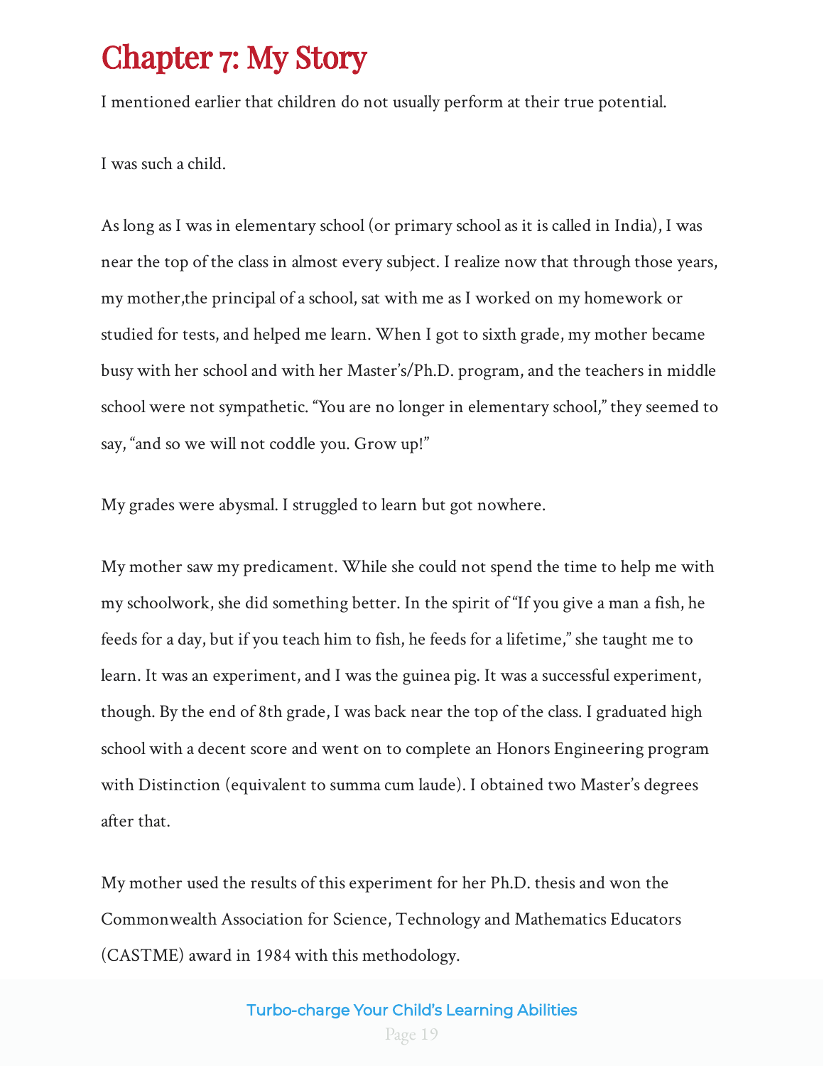# Chapter 7: My Story

I mentioned earlier that children do not usually perform at their true potential.

I was such a child.

As long as I was in elementary school (or primary school as it is called in India), I was near the top of the class in almost every subject. I realize now that through those years, my mother,the principal of a school, sat with me as I worked on my homework or studied for tests, and helped me learn. When I got to sixth grade, my mother became busy with her school and with her Master's/Ph.D. program, and the teachers in middle school were not sympathetic. "You are no longer in elementary school," they seemed to say, "and so we will not coddle you. Grow up!"

My grades were abysmal. I struggled to learn but got nowhere.

My mother saw my predicament. While she could not spend the time to help me with my schoolwork, she did something better. In the spirit of "If you give a man a fish, he feeds for a day, but if you teach him to fish, he feeds for a lifetime," she taught me to learn. It was an experiment, and I was the guinea pig. It was a successful experiment, though. By the end of 8th grade, I was back near the top of the class. I graduated high school with a decent score and went on to complete an Honors Engineering program with Distinction (equivalent to summa cum laude). I obtained two Master's degrees after that.

My mother used the results of this experiment for her Ph.D. thesis and won the Commonwealth Association for Science, Technology and Mathematics Educators (CASTME) award in 1984 with this methodology.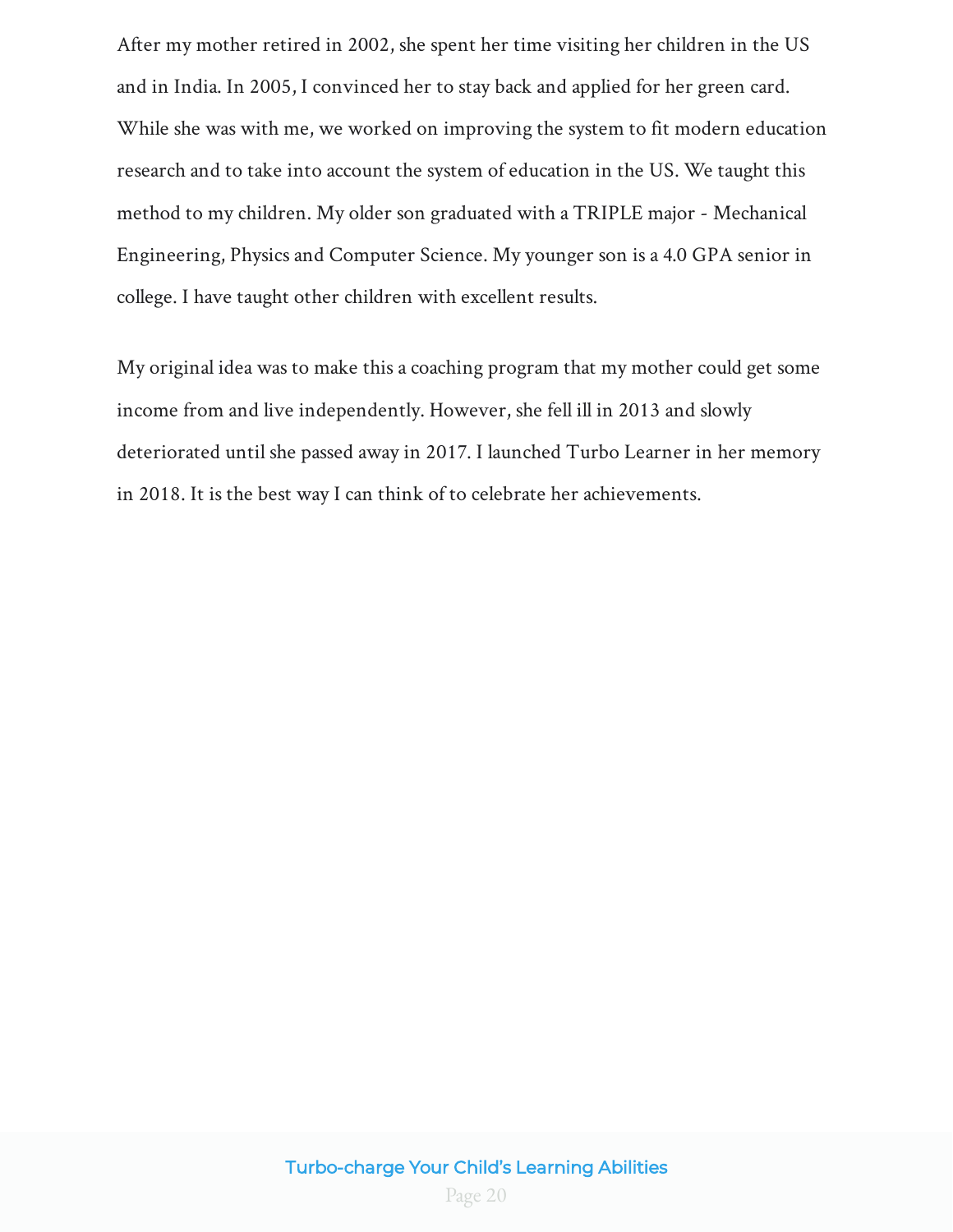After my mother retired in 2002, she spent her time visiting her children in the US and in India. In 2005, I convinced her to stay back and applied for her green card. While she was with me, we worked on improving the system to fit modern education research and to take into account the system of education in the US. We taught this method to my children. My older son graduated with a TRIPLE major - Mechanical Engineering, Physics and Computer Science. My younger son is a 4.0 GPA senior in college. I have taught other children with excellent results.

My original idea was to make this a coaching program that my mother could get some income from and live independently. However, she fell ill in 2013 and slowly deteriorated until she passed away in 2017. I launched Turbo Learner in her memory in 2018. It is the best way I can think of to celebrate her achievements.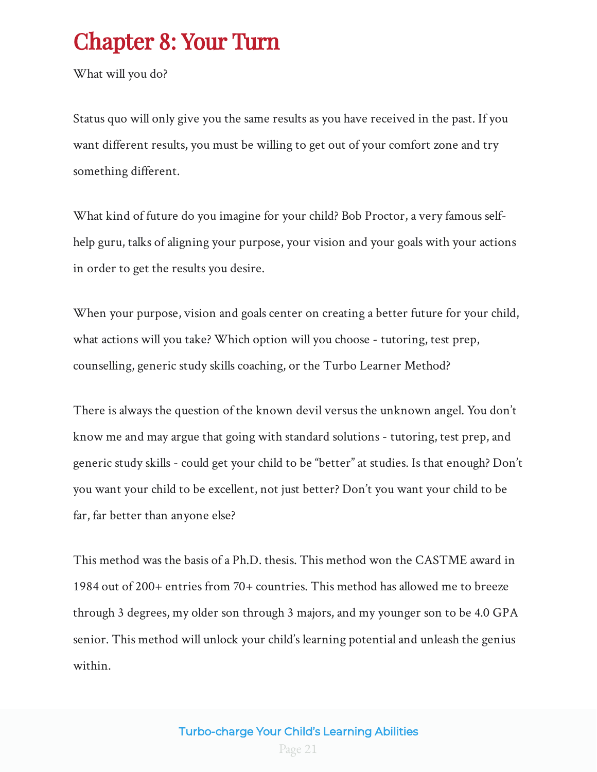# Chapter 8: Your Turn

What will you do?

Status quo will only give you the same results as you have received in the past. If you want different results, you must be willing to get out of your comfort zone and try something different.

What kind of future do you imagine for your child? Bob Proctor, a very famous self-help guru, talks of aligning your purpose, your vision and your goals with your actions in order to get the results you desire.

When your purpose, vision and goals center on creating a better future for your child, what actions will you take? Which option will you choose - tutoring, test prep, counselling, generic study skills coaching, or the Turbo Learner Method?

There is always the question of the known devil versus the unknown angel. You don't know me and may argue that going with standard solutions - tutoring, test prep, and generic study skills - could get your child to be "better" at studies. Is that enough? Don't you want your child to be excellent, not just better? Don't you want your child to be far, far better than anyone else?

This method was the basis of a Ph.D. thesis. This method won the CASTME award in 1984 out of 200+ entries from 70+ countries. This method has allowed me to breeze through 3 degrees, my older son through 3 majors, and my younger son to be 4.0 GPA senior. This method will unlock your child's learning potential and unleash the genius within.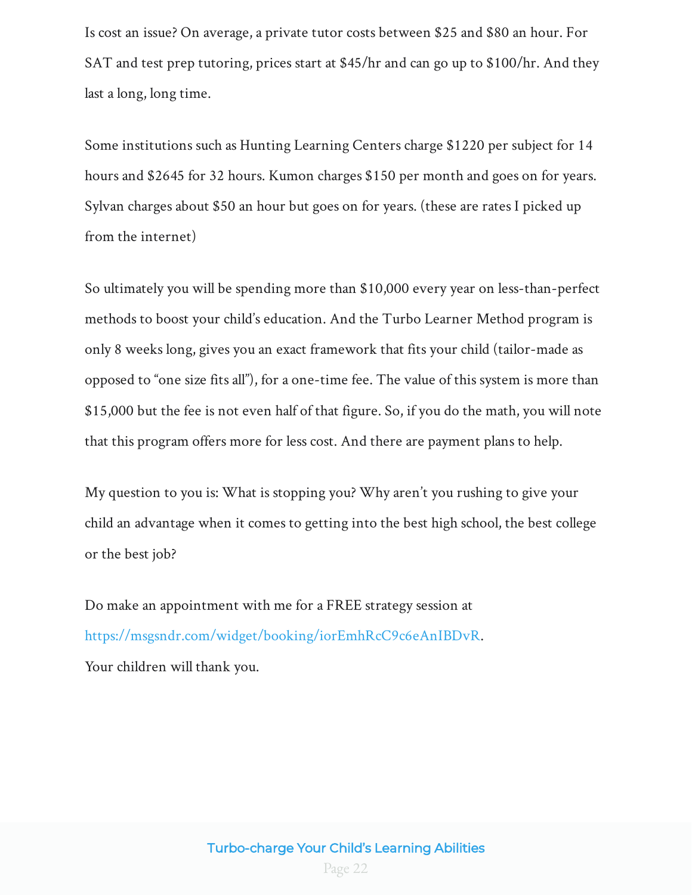Is cost an issue? On average, a private tutor costs between $25 and $80 an hour. For SAT and test prep tutoring, prices start at $45/hr and can go up to $100/hr. And they last a long, long time.

Some institutions such as Hunting Learning Centers charge $1220 per subject for 14 hours and $2645 for 32 hours. Kumon charges $150 per month and goes on for years. Sylvan charges about $50 an hour but goes on for years. (these are rates I picked up from the internet)

So ultimately you will be spending more than $10,000 every year on less-than-perfect methods to boost your child's education. And the Turbo Learner Method program is only 8 weeks long, gives you an exact framework that fits your child (tailor-made as opposed to "one size fits all"), for a one-time fee. The value of this system is more than $15,000 but the fee is not even half of that figure. So, if you do the math, you will note that this program offers more for less cost. And there are payment plans to help.

My question to you is: What is stopping you? Why aren't you rushing to give your child an advantage when it comes to getting into the best high school, the best college or the best job?

Do make an appointment with me for a FREE strategy session at [https://msgsndr.com/widget/booking/iorEmhRcC9c6eAnIBDvR](https://msgsndr.com/widget/booking/iorEmhRcC9c6eAnIBDvR).
Your children will thank you.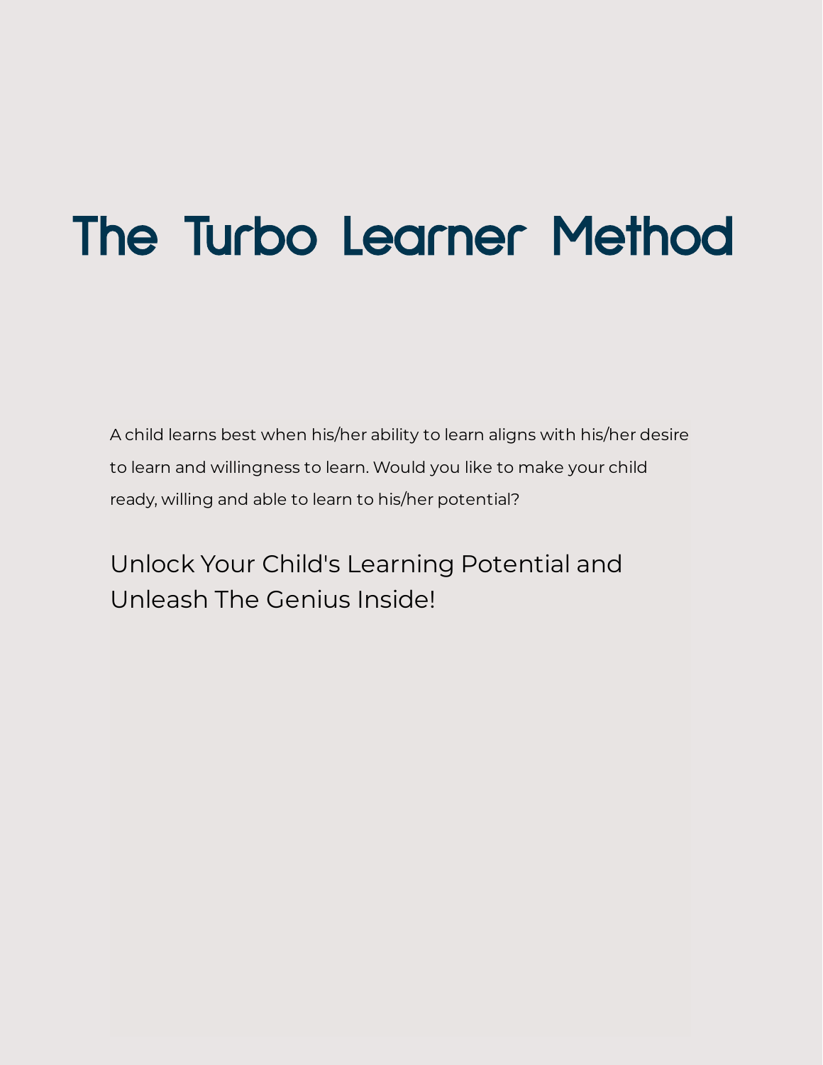# The Turbo Learner Method

A child learns best when his/her ability to learn aligns with his/her desire to learn and willingness to learn. Would you like to make your child ready, willing and able to learn to his/her potential?

## Unlock Your Child's Learning Potential and Unleash The Genius Inside!